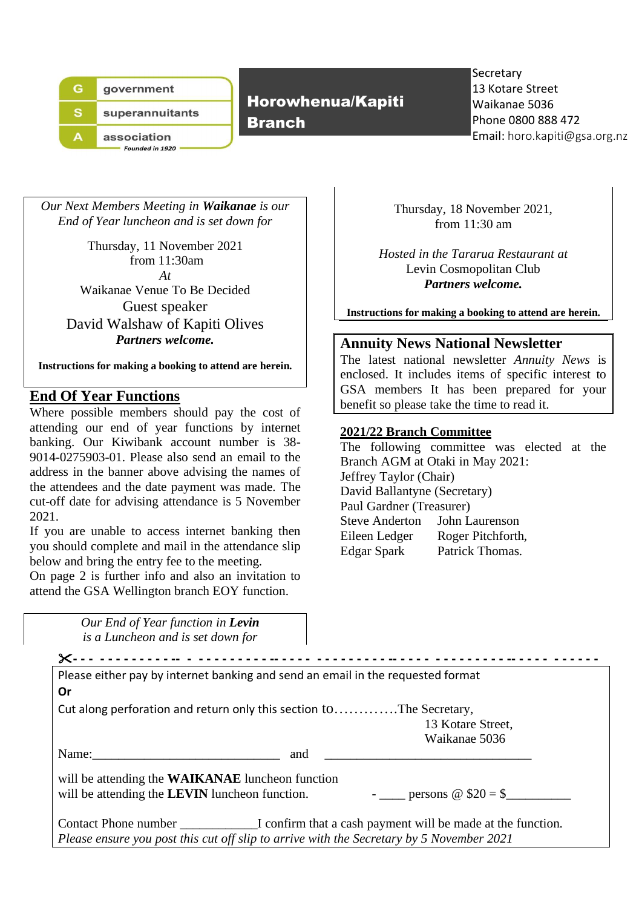government superannuitants association
*Founded in 1920*

# Horowhenua/Kapiti Branch

Secretary
13 Kotare Street
Waikanae 5036
Phone 0800 888 472
Email: horo.kapiti@gsa.org.nz

*Our Next Members Meeting in **Waikanae** is our End of Year luncheon and is set down for*

Thursday, 11 November 2021
from 11:30am
*At*
Waikanae Venue To Be Decided
Guest speaker
David Walshaw of Kapiti Olives
***Partners welcome.***

**Instructions for making a booking to attend are herein.**

## End Of Year Functions

Where possible members should pay the cost of attending our end of year functions by internet banking. Our Kiwibank account number is 38-9014-0275903-01. Please also send an email to the address in the banner above advising the names of the attendees and the date payment was made. The cut-off date for advising attendance is 5 November 2021.

If you are unable to access internet banking then you should complete and mail in the attendance slip below and bring the entry fee to the meeting.

On page 2 is further info and also an invitation to attend the GSA Wellington branch EOY function.

*Our End of Year function in **Levin** is a Luncheon and is set down for*

Thursday, 18 November 2021,
from 11:30 am

*Hosted in the Tararua Restaurant at*
Levin Cosmopolitan Club
***Partners welcome.***

**Instructions for making a booking to attend are herein.**

## Annuity News National Newsletter

The latest national newsletter *Annuity News* is enclosed. It includes items of specific interest to GSA members It has been prepared for your benefit so please take the time to read it.

### 2021/22 Branch Committee

The following committee was elected at the Branch AGM at Otaki in May 2021:

Jeffrey Taylor (Chair)
David Ballantyne (Secretary)
Paul Gardner (Treasurer)
Steve Anderton John Laurenson
Eileen Ledger Roger Pitchforth,
Edgar Spark Patrick Thomas.

✂- - - - - - - - - - - - - - - - - - - - - - - - - - - - - - - - - - - - - - - - - - - -

Please either pay by internet banking and send an email in the requested format

**Or**

Cut along perforation and return only this section to.............The Secretary,
13 Kotare Street,
Waikanae 5036

Name:____________________________ and ______________________________

will be attending the **WAIKANAE** luncheon function
will be attending the **LEVIN** luncheon function. - ____ persons @ $20 = $__________

Contact Phone number ____________I confirm that a cash payment will be made at the function.
*Please ensure you post this cut off slip to arrive with the Secretary by 5 November 2021*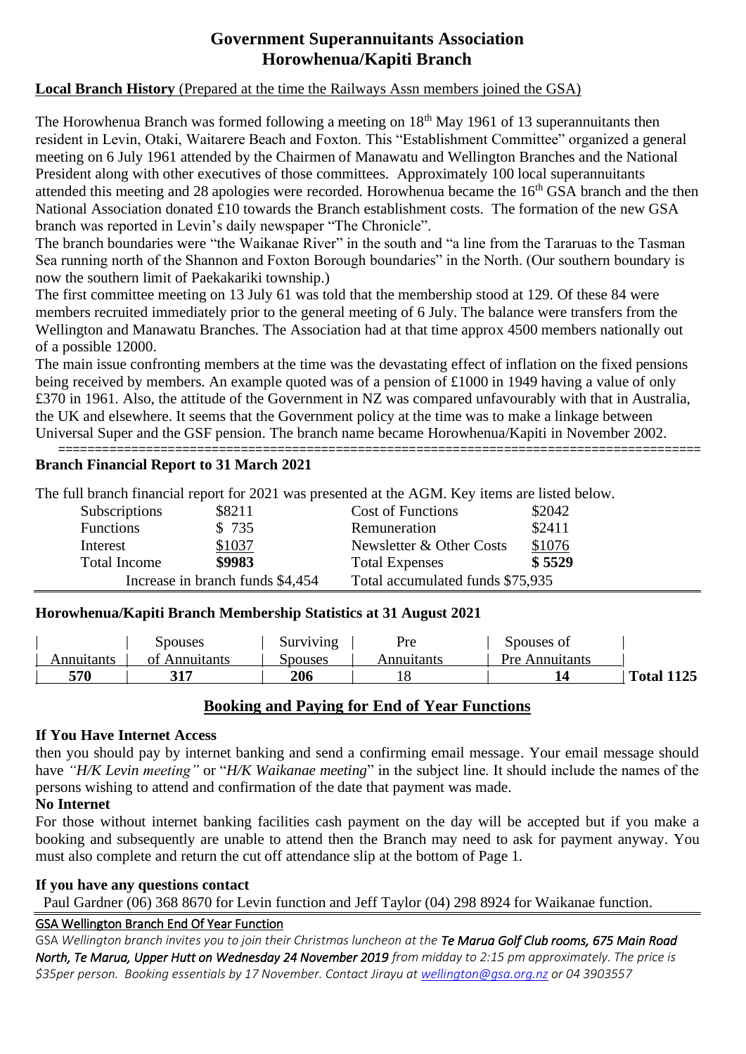# Government Superannuitants Association
# Horowhenua/Kapiti Branch

**Local Branch History** (Prepared at the time the Railways Assn members joined the GSA)

The Horowhenua Branch was formed following a meeting on 18th May 1961 of 13 superannuitants then resident in Levin, Otaki, Waitarere Beach and Foxton. This "Establishment Committee" organized a general meeting on 6 July 1961 attended by the Chairmen of Manawatu and Wellington Branches and the National President along with other executives of those committees. Approximately 100 local superannuitants attended this meeting and 28 apologies were recorded. Horowhenua became the 16th GSA branch and the then National Association donated £10 towards the Branch establishment costs. The formation of the new GSA branch was reported in Levin's daily newspaper "The Chronicle".

The branch boundaries were "the Waikanae River" in the south and "a line from the Tararuas to the Tasman Sea running north of the Shannon and Foxton Borough boundaries" in the North. (Our southern boundary is now the southern limit of Paekakariki township.)

The first committee meeting on 13 July 61 was told that the membership stood at 129. Of these 84 were members recruited immediately prior to the general meeting of 6 July. The balance were transfers from the Wellington and Manawatu Branches. The Association had at that time approx 4500 members nationally out of a possible 12000.

The main issue confronting members at the time was the devastating effect of inflation on the fixed pensions being received by members. An example quoted was of a pension of £1000 in 1949 having a value of only £370 in 1961. Also, the attitude of the Government in NZ was compared unfavourably with that in Australia, the UK and elsewhere. It seems that the Government policy at the time was to make a linkage between Universal Super and the GSF pension. The branch name became Horowhenua/Kapiti in November 2002.

---

## Branch Financial Report to 31 March 2021

The full branch financial report for 2021 was presented at the AGM. Key items are listed below.

| | | | |
|---|---|---|---|
| Subscriptions | $8211 | Cost of Functions | $2042 |
| Functions | $ 735 | Remuneration | $2411 |
| Interest | $1037 | Newsletter & Other Costs | $1076 |
| Total Income | **$9983** | Total Expenses | **$ 5529** |
| Increase in branch funds $4,454 | | Total accumulated funds $75,935 | |

## Horowhenua/Kapiti Branch Membership Statistics at 31 August 2021

| Annuitants | Spouses of Annuitants | Surviving Spouses | Pre Annuitants | Spouses of Pre Annuitants | |
|---|---|---|---|---|---|
| **570** | **317** | **206** | 18 | **14** | **Total 1125** |

## Booking and Paying for End of Year Functions

**If You Have Internet Access**

then you should pay by internet banking and send a confirming email message. Your email message should have *"H/K Levin meeting"* or "*H/K Waikanae meeting*" in the subject line. It should include the names of the persons wishing to attend and confirmation of the date that payment was made.

**No Internet**

For those without internet banking facilities cash payment on the day will be accepted but if you make a booking and subsequently are unable to attend then the Branch may need to ask for payment anyway. You must also complete and return the cut off attendance slip at the bottom of Page 1.

**If you have any questions contact**

Paul Gardner (06) 368 8670 for Levin function and Jeff Taylor (04) 298 8924 for Waikanae function.

---

GSA Wellington Branch End Of Year Function

*GSA Wellington branch invites you to join their Christmas luncheon at the* ***Te Marua Golf Club rooms, 675 Main Road North, Te Marua, Upper Hutt on Wednesday 24 November 2019*** *from midday to 2:15 pm approximately. The price is $35per person. Booking essentials by 17 November. Contact Jirayu at wellington@gsa.org.nz or 04 3903557*